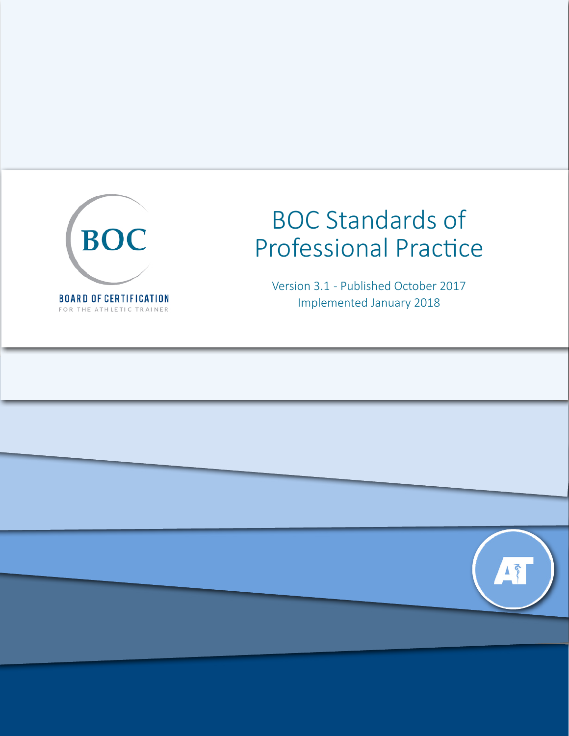BOC

BOARD OF CERTIFICATION

FOR THE ATHLETIC TRAINER

# BOC Standards of Professional Practice

Version 3.1 - Published October 2017

Implemented January 2018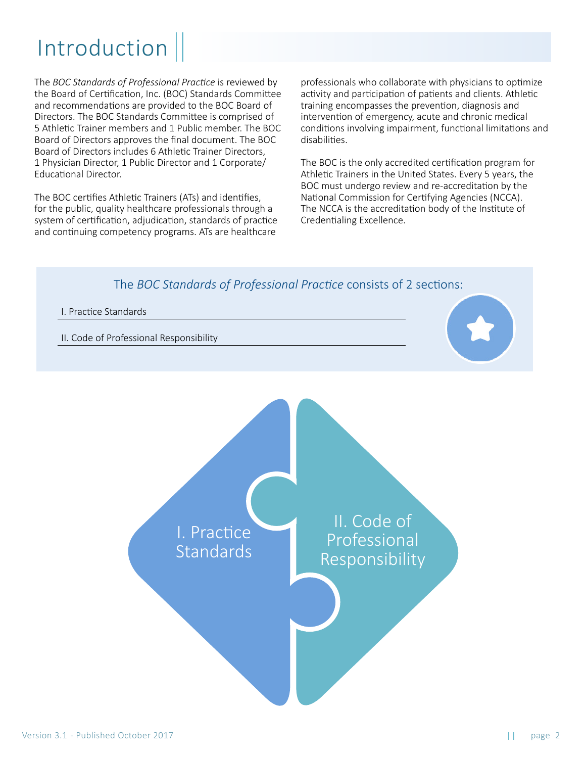# Introduction

The *BOC Standards of Professional Practice* is reviewed by the Board of Certification, Inc. (BOC) Standards Committee and recommendations are provided to the BOC Board of Directors. The BOC Standards Committee is comprised of 5 Athletic Trainer members and 1 Public member. The BOC Board of Directors approves the final document. The BOC Board of Directors includes 6 Athletic Trainer Directors, 1 Physician Director, 1 Public Director and 1 Corporate/ Educational Director.

The BOC certifies Athletic Trainers (ATs) and identifies, for the public, quality healthcare professionals through a system of certification, adjudication, standards of practice and continuing competency programs. ATs are healthcare professionals who collaborate with physicians to optimize activity and participation of patients and clients. Athletic training encompasses the prevention, diagnosis and intervention of emergency, acute and chronic medical conditions involving impairment, functional limitations and disabilities.

The BOC is the only accredited certification program for Athletic Trainers in the United States. Every 5 years, the BOC must undergo review and re-accreditation by the National Commission for Certifying Agencies (NCCA). The NCCA is the accreditation body of the Institute of Credentialing Excellence.

The *BOC Standards of Professional Practice* consists of 2 sections:

I. Practice Standards

II. Code of Professional Responsibility

I. Practice Standards

II. Code of Professional Responsibility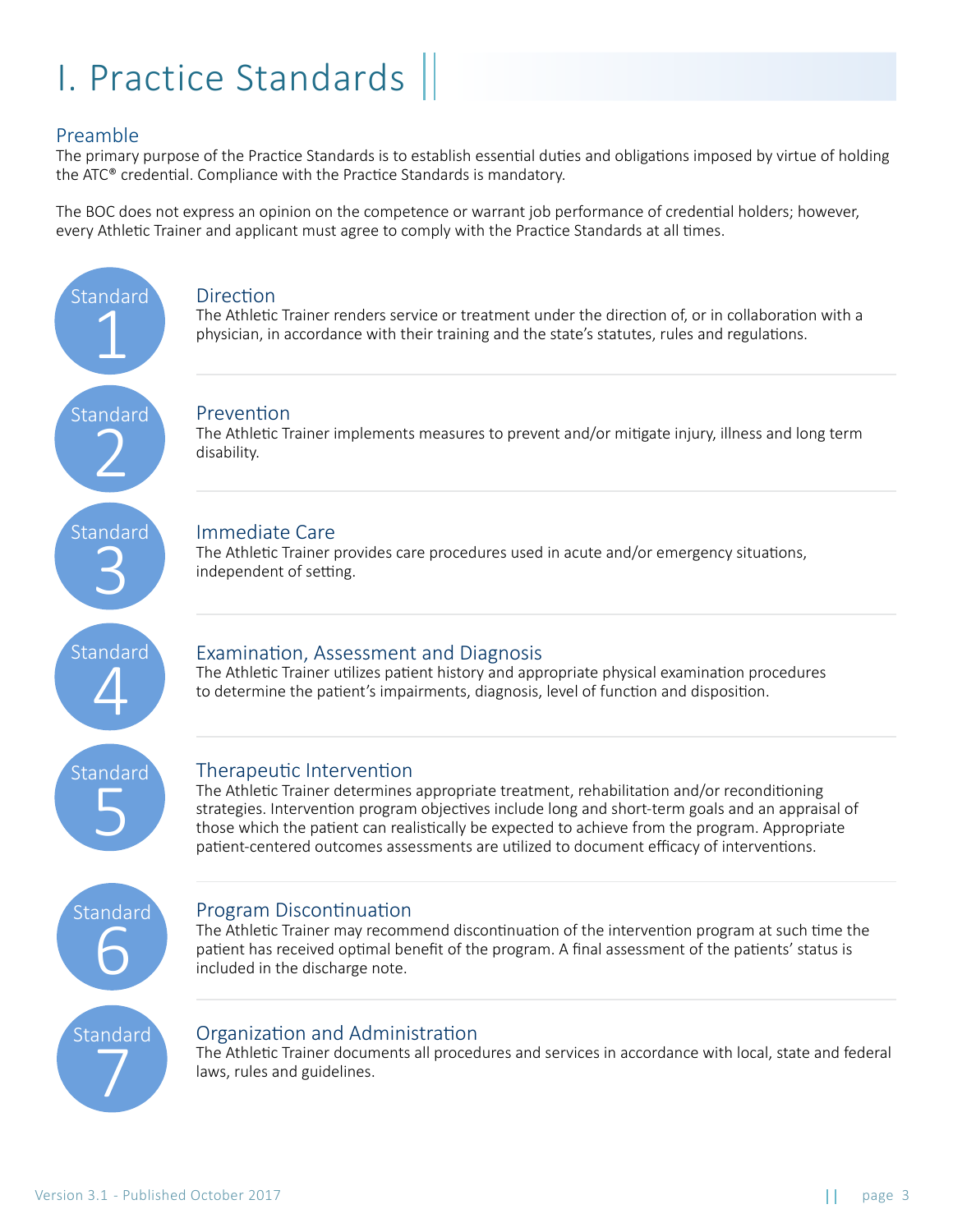# I. Practice Standards

## Preamble

The primary purpose of the Practice Standards is to establish essential duties and obligations imposed by virtue of holding the ATC® credential. Compliance with the Practice Standards is mandatory.

The BOC does not express an opinion on the competence or warrant job performance of credential holders; however, every Athletic Trainer and applicant must agree to comply with the Practice Standards at all times.

### Standard 1 – Direction

The Athletic Trainer renders service or treatment under the direction of, or in collaboration with a physician, in accordance with their training and the state's statutes, rules and regulations.

### Standard 2 – Prevention

The Athletic Trainer implements measures to prevent and/or mitigate injury, illness and long term disability.

### Standard 3 – Immediate Care

The Athletic Trainer provides care procedures used in acute and/or emergency situations, independent of setting.

### Standard 4 – Examination, Assessment and Diagnosis

The Athletic Trainer utilizes patient history and appropriate physical examination procedures to determine the patient's impairments, diagnosis, level of function and disposition.

### Standard 5 – Therapeutic Intervention

The Athletic Trainer determines appropriate treatment, rehabilitation and/or reconditioning strategies. Intervention program objectives include long and short-term goals and an appraisal of those which the patient can realistically be expected to achieve from the program. Appropriate patient-centered outcomes assessments are utilized to document efficacy of interventions.

### Standard 6 – Program Discontinuation

The Athletic Trainer may recommend discontinuation of the intervention program at such time the patient has received optimal benefit of the program. A final assessment of the patients' status is included in the discharge note.

### Standard 7 – Organization and Administration

The Athletic Trainer documents all procedures and services in accordance with local, state and federal laws, rules and guidelines.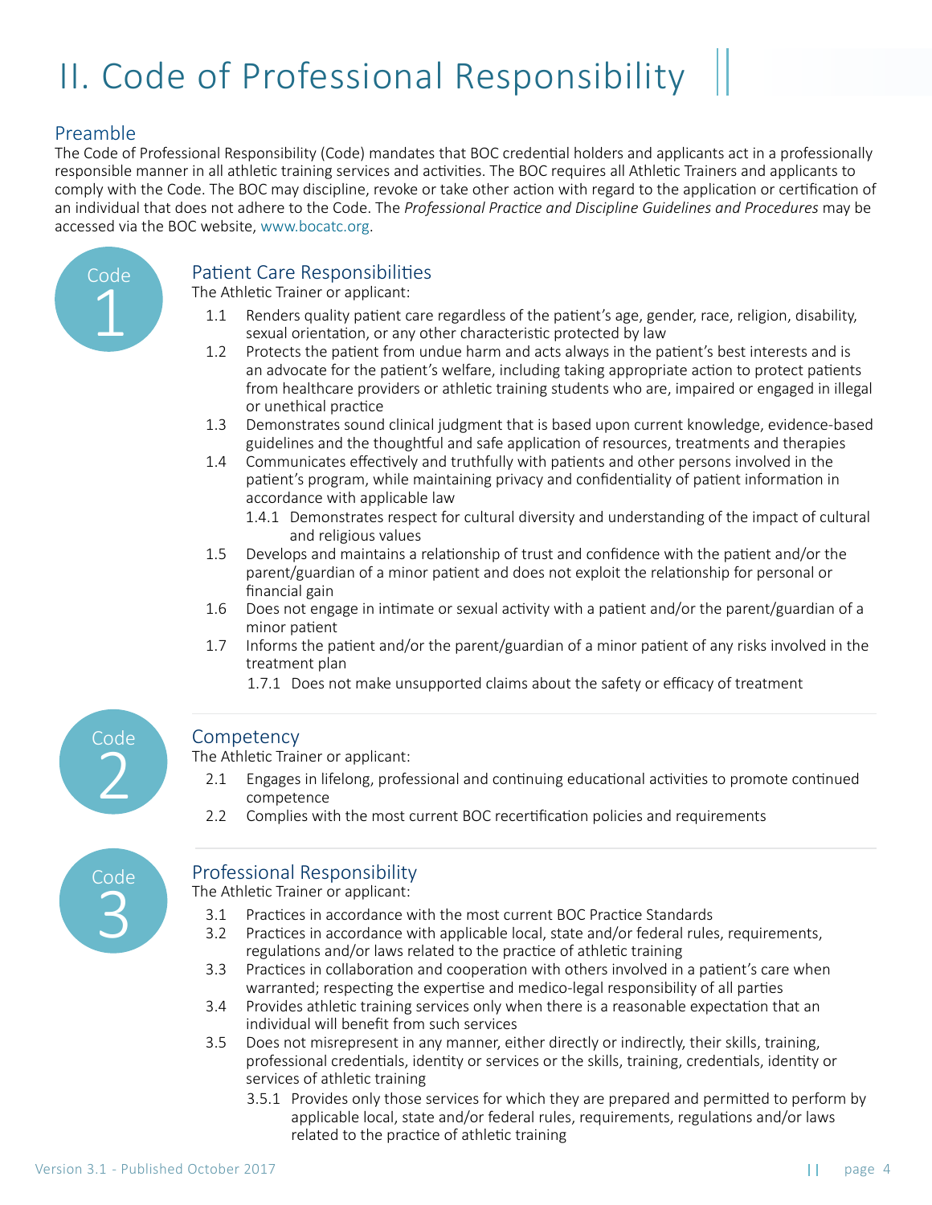# II. Code of Professional Responsibility

## Preamble

The Code of Professional Responsibility (Code) mandates that BOC credential holders and applicants act in a professionally responsible manner in all athletic training services and activities. The BOC requires all Athletic Trainers and applicants to comply with the Code. The BOC may discipline, revoke or take other action with regard to the application or certification of an individual that does not adhere to the Code. The *Professional Practice and Discipline Guidelines and Procedures* may be accessed via the BOC website, www.bocatc.org.

## Code 1

### Patient Care Responsibilities

The Athletic Trainer or applicant:

- 1.1 Renders quality patient care regardless of the patient's age, gender, race, religion, disability, sexual orientation, or any other characteristic protected by law
- 1.2 Protects the patient from undue harm and acts always in the patient's best interests and is an advocate for the patient's welfare, including taking appropriate action to protect patients from healthcare providers or athletic training students who are, impaired or engaged in illegal or unethical practice
- 1.3 Demonstrates sound clinical judgment that is based upon current knowledge, evidence-based guidelines and the thoughtful and safe application of resources, treatments and therapies
- 1.4 Communicates effectively and truthfully with patients and other persons involved in the patient's program, while maintaining privacy and confidentiality of patient information in accordance with applicable law
  - 1.4.1 Demonstrates respect for cultural diversity and understanding of the impact of cultural and religious values
- 1.5 Develops and maintains a relationship of trust and confidence with the patient and/or the parent/guardian of a minor patient and does not exploit the relationship for personal or financial gain
- 1.6 Does not engage in intimate or sexual activity with a patient and/or the parent/guardian of a minor patient
- 1.7 Informs the patient and/or the parent/guardian of a minor patient of any risks involved in the treatment plan
  - 1.7.1 Does not make unsupported claims about the safety or efficacy of treatment

## Code 2

### Competency

The Athletic Trainer or applicant:

- 2.1 Engages in lifelong, professional and continuing educational activities to promote continued competence
- 2.2 Complies with the most current BOC recertification policies and requirements

## Code 3

### Professional Responsibility

The Athletic Trainer or applicant:

- 3.1 Practices in accordance with the most current BOC Practice Standards
- 3.2 Practices in accordance with applicable local, state and/or federal rules, requirements, regulations and/or laws related to the practice of athletic training
- 3.3 Practices in collaboration and cooperation with others involved in a patient's care when warranted; respecting the expertise and medico-legal responsibility of all parties
- 3.4 Provides athletic training services only when there is a reasonable expectation that an individual will benefit from such services
- 3.5 Does not misrepresent in any manner, either directly or indirectly, their skills, training, professional credentials, identity or services or the skills, training, credentials, identity or services of athletic training
  - 3.5.1 Provides only those services for which they are prepared and permitted to perform by applicable local, state and/or federal rules, requirements, regulations and/or laws related to the practice of athletic training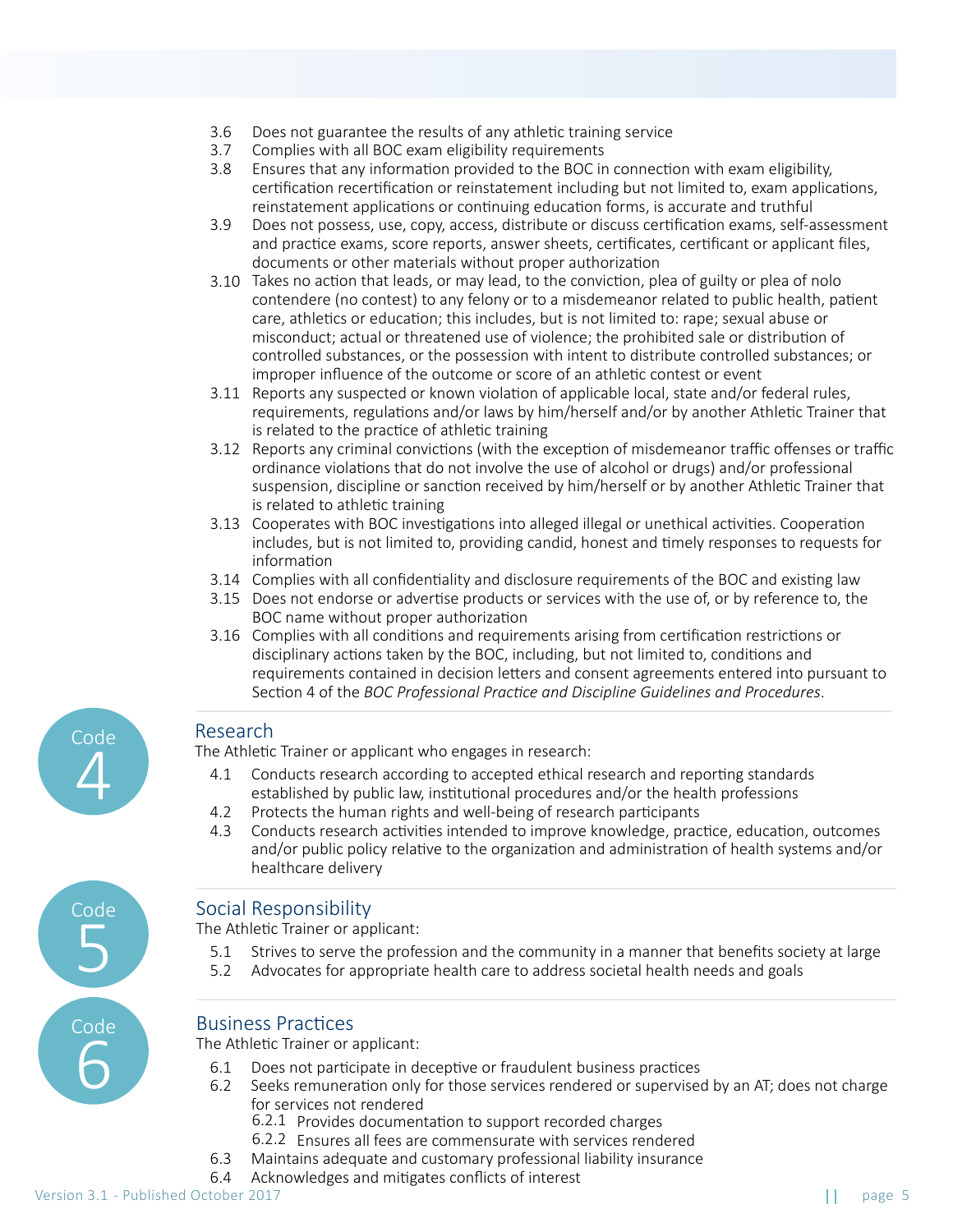3.6 Does not guarantee the results of any athletic training service

3.7 Complies with all BOC exam eligibility requirements

3.8 Ensures that any information provided to the BOC in connection with exam eligibility, certification recertification or reinstatement including but not limited to, exam applications, reinstatement applications or continuing education forms, is accurate and truthful

3.9 Does not possess, use, copy, access, distribute or discuss certification exams, self-assessment and practice exams, score reports, answer sheets, certificates, certificant or applicant files, documents or other materials without proper authorization

3.10 Takes no action that leads, or may lead, to the conviction, plea of guilty or plea of nolo contendere (no contest) to any felony or to a misdemeanor related to public health, patient care, athletics or education; this includes, but is not limited to: rape; sexual abuse or misconduct; actual or threatened use of violence; the prohibited sale or distribution of controlled substances, or the possession with intent to distribute controlled substances; or improper influence of the outcome or score of an athletic contest or event

3.11 Reports any suspected or known violation of applicable local, state and/or federal rules, requirements, regulations and/or laws by him/herself and/or by another Athletic Trainer that is related to the practice of athletic training

3.12 Reports any criminal convictions (with the exception of misdemeanor traffic offenses or traffic ordinance violations that do not involve the use of alcohol or drugs) and/or professional suspension, discipline or sanction received by him/herself or by another Athletic Trainer that is related to athletic training

3.13 Cooperates with BOC investigations into alleged illegal or unethical activities. Cooperation includes, but is not limited to, providing candid, honest and timely responses to requests for information

3.14 Complies with all confidentiality and disclosure requirements of the BOC and existing law

3.15 Does not endorse or advertise products or services with the use of, or by reference to, the BOC name without proper authorization

3.16 Complies with all conditions and requirements arising from certification restrictions or disciplinary actions taken by the BOC, including, but not limited to, conditions and requirements contained in decision letters and consent agreements entered into pursuant to Section 4 of the *BOC Professional Practice and Discipline Guidelines and Procedures*.

## Code 4 — Research

The Athletic Trainer or applicant who engages in research:

4.1 Conducts research according to accepted ethical research and reporting standards established by public law, institutional procedures and/or the health professions

4.2 Protects the human rights and well-being of research participants

4.3 Conducts research activities intended to improve knowledge, practice, education, outcomes and/or public policy relative to the organization and administration of health systems and/or healthcare delivery

## Code 5 — Social Responsibility

The Athletic Trainer or applicant:

5.1 Strives to serve the profession and the community in a manner that benefits society at large

5.2 Advocates for appropriate health care to address societal health needs and goals

## Code 6 — Business Practices

The Athletic Trainer or applicant:

6.1 Does not participate in deceptive or fraudulent business practices

6.2 Seeks remuneration only for those services rendered or supervised by an AT; does not charge for services not rendered

- 6.2.1 Provides documentation to support recorded charges
- 6.2.2 Ensures all fees are commensurate with services rendered

6.3 Maintains adequate and customary professional liability insurance

6.4 Acknowledges and mitigates conflicts of interest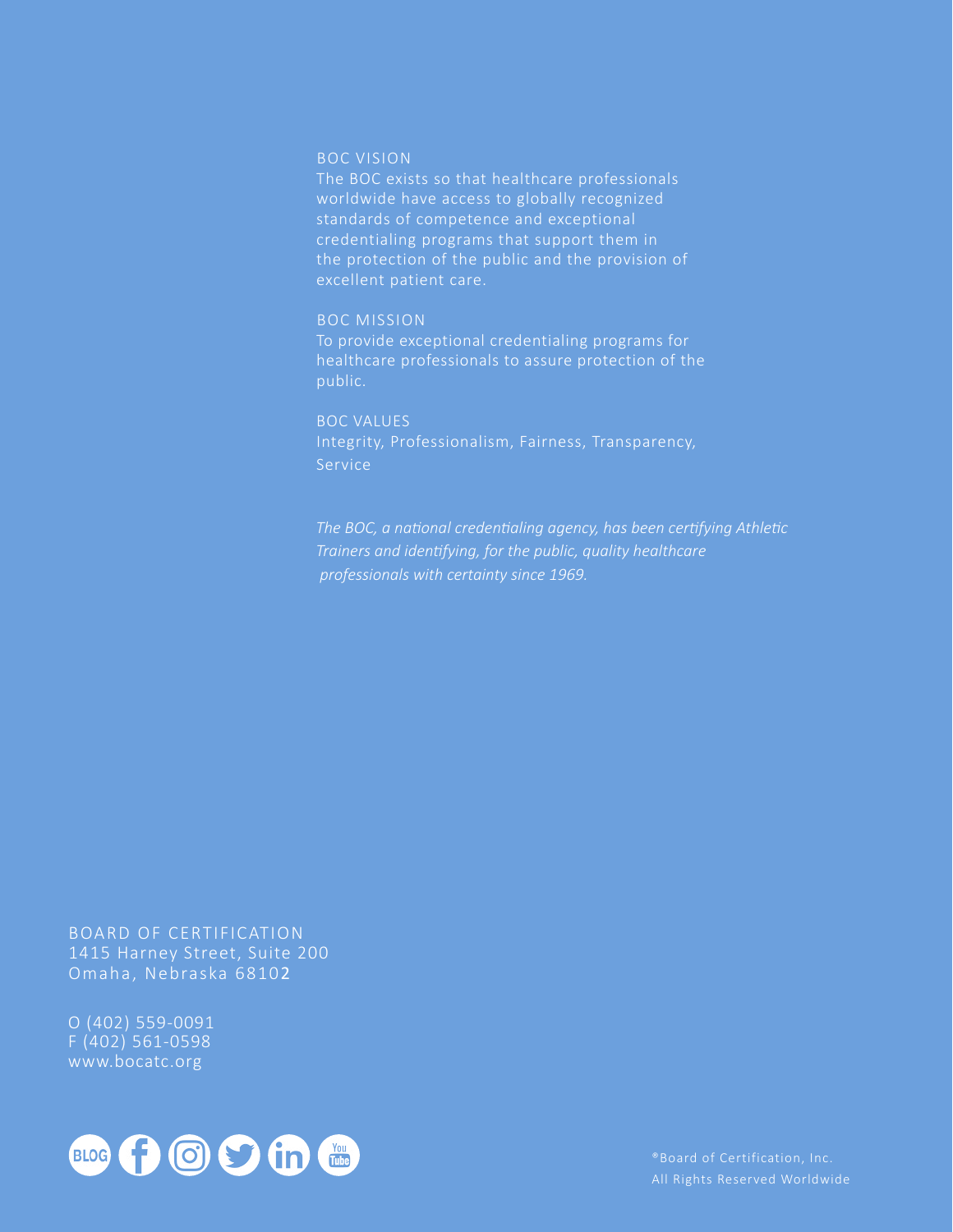## BOC VISION

The BOC exists so that healthcare professionals worldwide have access to globally recognized standards of competence and exceptional credentialing programs that support them in the protection of the public and the provision of excellent patient care.

## BOC MISSION

To provide exceptional credentialing programs for healthcare professionals to assure protection of the public.

## BOC VALUES

Integrity, Professionalism, Fairness, Transparency, Service

*The BOC, a national credentialing agency, has been certifying Athletic Trainers and identifying, for the public, quality healthcare professionals with certainty since 1969.*

BOARD OF CERTIFICATION
1415 Harney Street, Suite 200
Omaha, Nebraska 68102

O (402) 559-0091
F (402) 561-0598
www.bocatc.org

BLOG

®Board of Certification, Inc.
All Rights Reserved Worldwide